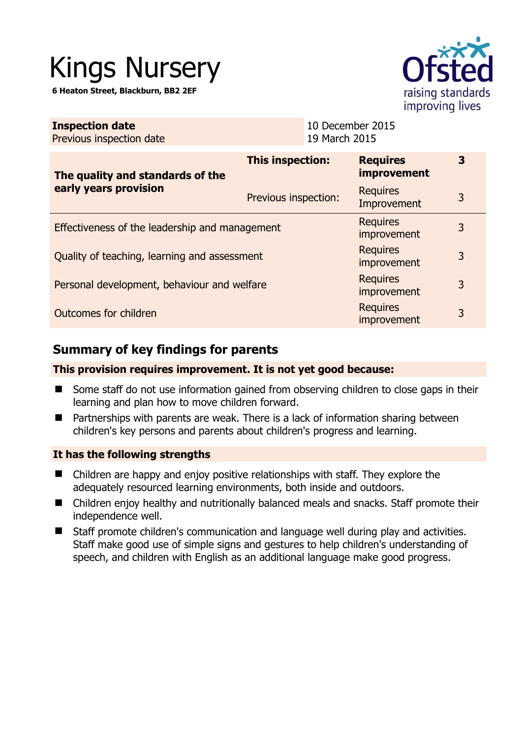# Kings Nursery

**6 Heaton Street, Blackburn, BB2 2EF**

| **Inspection date** | 10 December 2015 |
|---|---|
| Previous inspection date | 19 March 2015 |

| **The quality and standards of the early years provision** | **This inspection:** | **Requires improvement** | **3** |
|---|---|---|---|
| | Previous inspection: | Requires Improvement | 3 |
| Effectiveness of the leadership and management | | Requires improvement | 3 |
| Quality of teaching, learning and assessment | | Requires improvement | 3 |
| Personal development, behaviour and welfare | | Requires improvement | 3 |
| Outcomes for children | | Requires improvement | 3 |

## Summary of key findings for parents

**This provision requires improvement. It is not yet good because:**

- Some staff do not use information gained from observing children to close gaps in their learning and plan how to move children forward.
- Partnerships with parents are weak. There is a lack of information sharing between children's key persons and parents about children's progress and learning.

**It has the following strengths**

- Children are happy and enjoy positive relationships with staff. They explore the adequately resourced learning environments, both inside and outdoors.
- Children enjoy healthy and nutritionally balanced meals and snacks. Staff promote their independence well.
- Staff promote children's communication and language well during play and activities. Staff make good use of simple signs and gestures to help children's understanding of speech, and children with English as an additional language make good progress.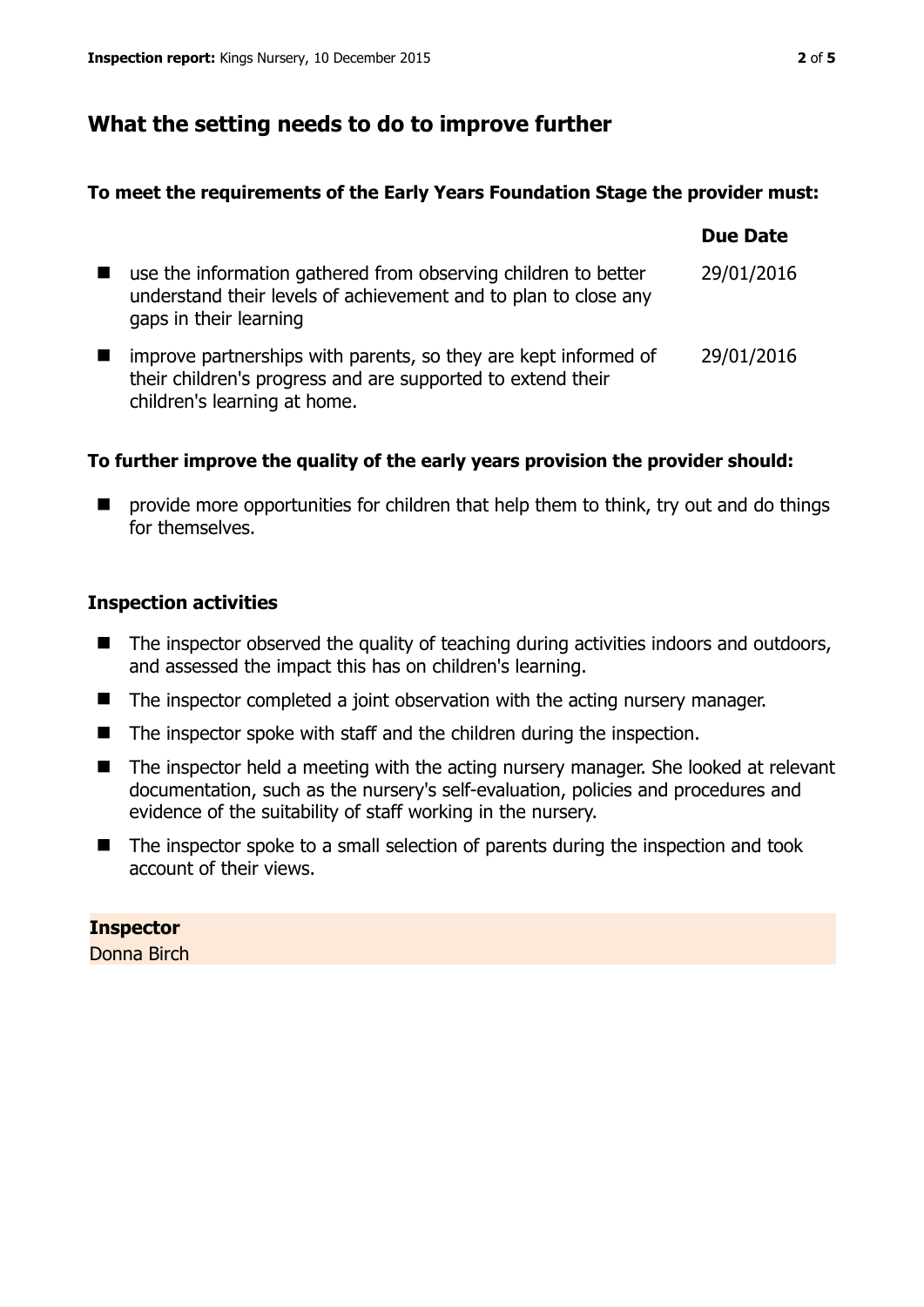## What the setting needs to do to improve further

**To meet the requirements of the Early Years Foundation Stage the provider must:**

| | Due Date |
|---|---|
| ■ use the information gathered from observing children to better understand their levels of achievement and to plan to close any gaps in their learning | 29/01/2016 |
| ■ improve partnerships with parents, so they are kept informed of their children's progress and are supported to extend their children's learning at home. | 29/01/2016 |

**To further improve the quality of the early years provision the provider should:**

- provide more opportunities for children that help them to think, try out and do things for themselves.

### Inspection activities

- The inspector observed the quality of teaching during activities indoors and outdoors, and assessed the impact this has on children's learning.
- The inspector completed a joint observation with the acting nursery manager.
- The inspector spoke with staff and the children during the inspection.
- The inspector held a meeting with the acting nursery manager. She looked at relevant documentation, such as the nursery's self-evaluation, policies and procedures and evidence of the suitability of staff working in the nursery.
- The inspector spoke to a small selection of parents during the inspection and took account of their views.

**Inspector**
Donna Birch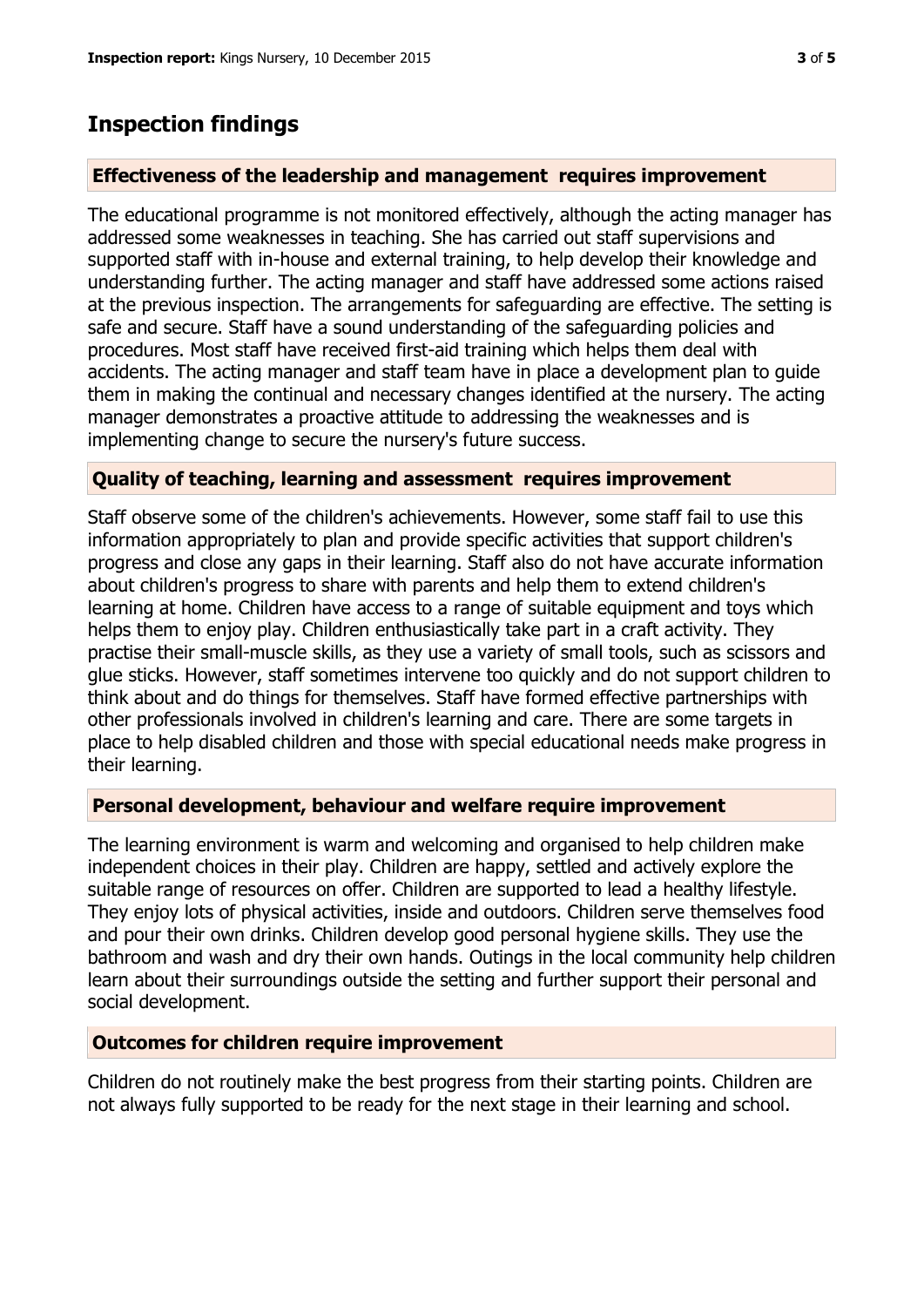## Inspection findings

### Effectiveness of the leadership and management requires improvement

The educational programme is not monitored effectively, although the acting manager has addressed some weaknesses in teaching. She has carried out staff supervisions and supported staff with in-house and external training, to help develop their knowledge and understanding further. The acting manager and staff have addressed some actions raised at the previous inspection. The arrangements for safeguarding are effective. The setting is safe and secure. Staff have a sound understanding of the safeguarding policies and procedures. Most staff have received first-aid training which helps them deal with accidents. The acting manager and staff team have in place a development plan to guide them in making the continual and necessary changes identified at the nursery. The acting manager demonstrates a proactive attitude to addressing the weaknesses and is implementing change to secure the nursery's future success.

### Quality of teaching, learning and assessment requires improvement

Staff observe some of the children's achievements. However, some staff fail to use this information appropriately to plan and provide specific activities that support children's progress and close any gaps in their learning. Staff also do not have accurate information about children's progress to share with parents and help them to extend children's learning at home. Children have access to a range of suitable equipment and toys which helps them to enjoy play. Children enthusiastically take part in a craft activity. They practise their small-muscle skills, as they use a variety of small tools, such as scissors and glue sticks. However, staff sometimes intervene too quickly and do not support children to think about and do things for themselves. Staff have formed effective partnerships with other professionals involved in children's learning and care. There are some targets in place to help disabled children and those with special educational needs make progress in their learning.

### Personal development, behaviour and welfare require improvement

The learning environment is warm and welcoming and organised to help children make independent choices in their play. Children are happy, settled and actively explore the suitable range of resources on offer. Children are supported to lead a healthy lifestyle. They enjoy lots of physical activities, inside and outdoors. Children serve themselves food and pour their own drinks. Children develop good personal hygiene skills. They use the bathroom and wash and dry their own hands. Outings in the local community help children learn about their surroundings outside the setting and further support their personal and social development.

### Outcomes for children require improvement

Children do not routinely make the best progress from their starting points. Children are not always fully supported to be ready for the next stage in their learning and school.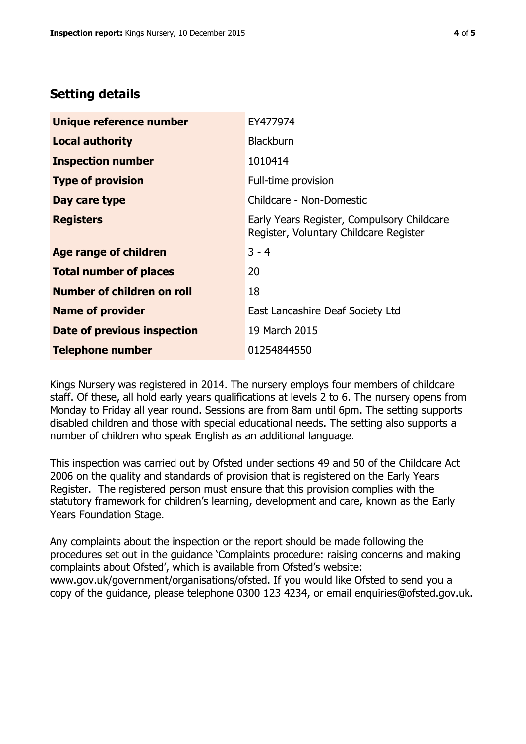## Setting details

| Unique reference number | EY477974 |
| --- | --- |
| **Local authority** | Blackburn |
| **Inspection number** | 1010414 |
| **Type of provision** | Full-time provision |
| **Day care type** | Childcare - Non-Domestic |
| **Registers** | Early Years Register, Compulsory Childcare Register, Voluntary Childcare Register |
| **Age range of children** | 3 - 4 |
| **Total number of places** | 20 |
| **Number of children on roll** | 18 |
| **Name of provider** | East Lancashire Deaf Society Ltd |
| **Date of previous inspection** | 19 March 2015 |
| **Telephone number** | 01254844550 |

Kings Nursery was registered in 2014. The nursery employs four members of childcare staff. Of these, all hold early years qualifications at levels 2 to 6. The nursery opens from Monday to Friday all year round. Sessions are from 8am until 6pm. The setting supports disabled children and those with special educational needs. The setting also supports a number of children who speak English as an additional language.

This inspection was carried out by Ofsted under sections 49 and 50 of the Childcare Act 2006 on the quality and standards of provision that is registered on the Early Years Register. The registered person must ensure that this provision complies with the statutory framework for children's learning, development and care, known as the Early Years Foundation Stage.

Any complaints about the inspection or the report should be made following the procedures set out in the guidance 'Complaints procedure: raising concerns and making complaints about Ofsted', which is available from Ofsted's website: www.gov.uk/government/organisations/ofsted. If you would like Ofsted to send you a copy of the guidance, please telephone 0300 123 4234, or email enquiries@ofsted.gov.uk.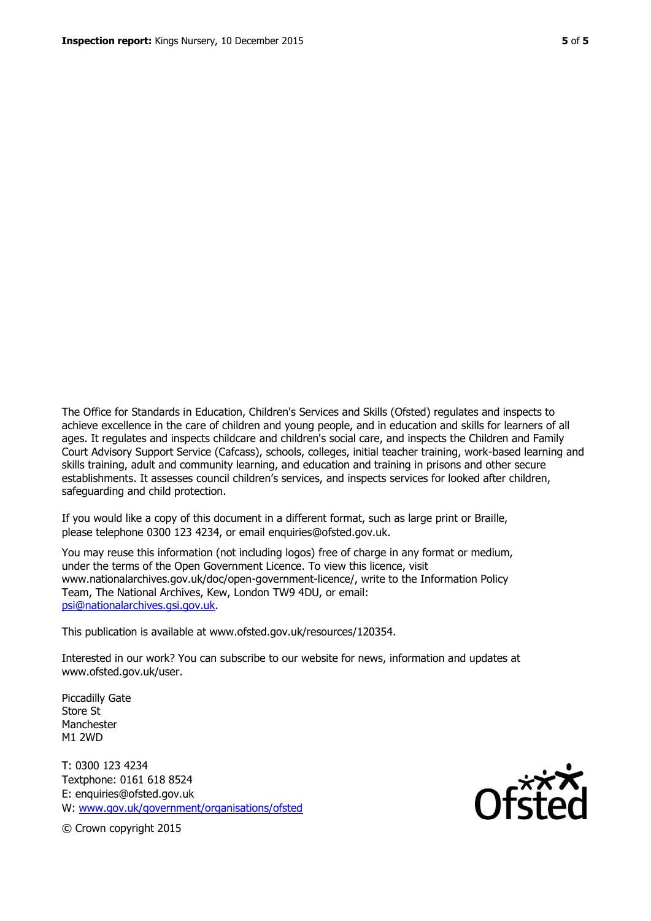The Office for Standards in Education, Children's Services and Skills (Ofsted) regulates and inspects to achieve excellence in the care of children and young people, and in education and skills for learners of all ages. It regulates and inspects childcare and children's social care, and inspects the Children and Family Court Advisory Support Service (Cafcass), schools, colleges, initial teacher training, work-based learning and skills training, adult and community learning, and education and training in prisons and other secure establishments. It assesses council children's services, and inspects services for looked after children, safeguarding and child protection.

If you would like a copy of this document in a different format, such as large print or Braille, please telephone 0300 123 4234, or email enquiries@ofsted.gov.uk.

You may reuse this information (not including logos) free of charge in any format or medium, under the terms of the Open Government Licence. To view this licence, visit www.nationalarchives.gov.uk/doc/open-government-licence/, write to the Information Policy Team, The National Archives, Kew, London TW9 4DU, or email: psi@nationalarchives.gsi.gov.uk.

This publication is available at www.ofsted.gov.uk/resources/120354.

Interested in our work? You can subscribe to our website for news, information and updates at www.ofsted.gov.uk/user.

Piccadilly Gate
Store St
Manchester
M1 2WD

T: 0300 123 4234
Textphone: 0161 618 8524
E: enquiries@ofsted.gov.uk
W: www.gov.uk/government/organisations/ofsted

© Crown copyright 2015